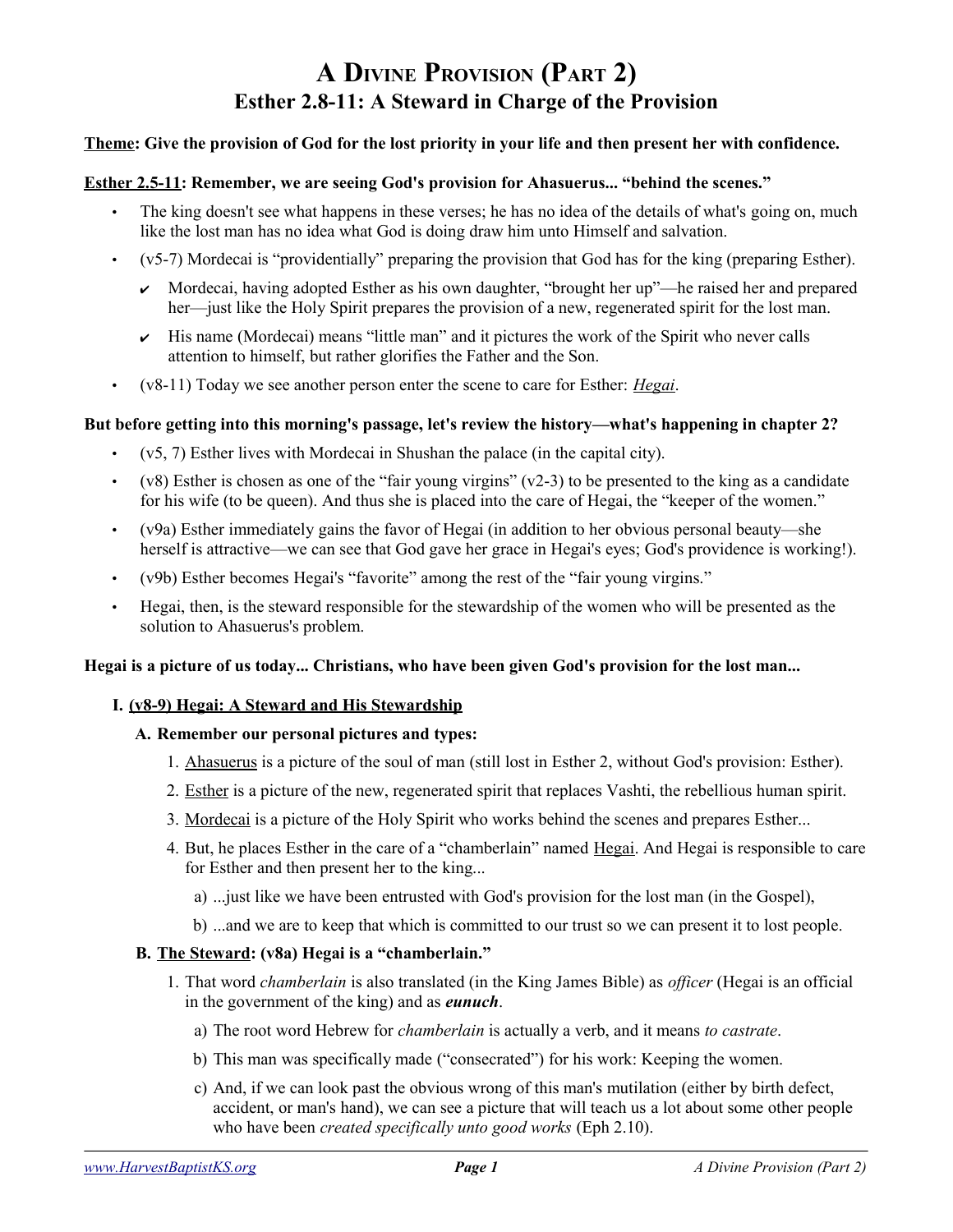# A Divine Provision (Part 2)
## Esther 2.8-11: A Steward in Charge of the Provision

**<u>Theme</u>: Give the provision of God for the lost priority in your life and then present her with confidence.**

**<u>Esther 2.5-11</u>: Remember, we are seeing God's provision for Ahasuerus... "behind the scenes."**

- The king doesn't see what happens in these verses; he has no idea of the details of what's going on, much like the lost man has no idea what God is doing draw him unto Himself and salvation.
- (v5-7) Mordecai is "providentially" preparing the provision that God has for the king (preparing Esther).
  - ✔ Mordecai, having adopted Esther as his own daughter, "brought her up"—he raised her and prepared her—just like the Holy Spirit prepares the provision of a new, regenerated spirit for the lost man.
  - ✔ His name (Mordecai) means "little man" and it pictures the work of the Spirit who never calls attention to himself, but rather glorifies the Father and the Son.
- (v8-11) Today we see another person enter the scene to care for Esther: *<u>Hegai</u>*.

**But before getting into this morning's passage, let's review the history—what's happening in chapter 2?**

- (v5, 7) Esther lives with Mordecai in Shushan the palace (in the capital city).
- (v8) Esther is chosen as one of the "fair young virgins" (v2-3) to be presented to the king as a candidate for his wife (to be queen). And thus she is placed into the care of Hegai, the "keeper of the women."
- (v9a) Esther immediately gains the favor of Hegai (in addition to her obvious personal beauty—she herself is attractive—we can see that God gave her grace in Hegai's eyes; God's providence is working!).
- (v9b) Esther becomes Hegai's "favorite" among the rest of the "fair young virgins."
- Hegai, then, is the steward responsible for the stewardship of the women who will be presented as the solution to Ahasuerus's problem.

**Hegai is a picture of us today... Christians, who have been given God's provision for the lost man...**

### I. <u>(v8-9) Hegai: A Steward and His Stewardship</u>

**A. Remember our personal pictures and types:**

1. <u>Ahasuerus</u> is a picture of the soul of man (still lost in Esther 2, without God's provision: Esther).
2. <u>Esther</u> is a picture of the new, regenerated spirit that replaces Vashti, the rebellious human spirit.
3. <u>Mordecai</u> is a picture of the Holy Spirit who works behind the scenes and prepares Esther...
4. But, he places Esther in the care of a "chamberlain" named <u>Hegai</u>. And Hegai is responsible to care for Esther and then present her to the king...
   a) ...just like we have been entrusted with God's provision for the lost man (in the Gospel),
   b) ...and we are to keep that which is committed to our trust so we can present it to lost people.

**B. <u>The Steward</u>: (v8a) Hegai is a "chamberlain."**

1. That word *chamberlain* is also translated (in the King James Bible) as *officer* (Hegai is an official in the government of the king) and as ***eunuch***.
   a) The root word Hebrew for *chamberlain* is actually a verb, and it means *to castrate*.
   b) This man was specifically made ("consecrated") for his work: Keeping the women.
   c) And, if we can look past the obvious wrong of this man's mutilation (either by birth defect, accident, or man's hand), we can see a picture that will teach us a lot about some other people who have been *created specifically unto good works* (Eph 2.10).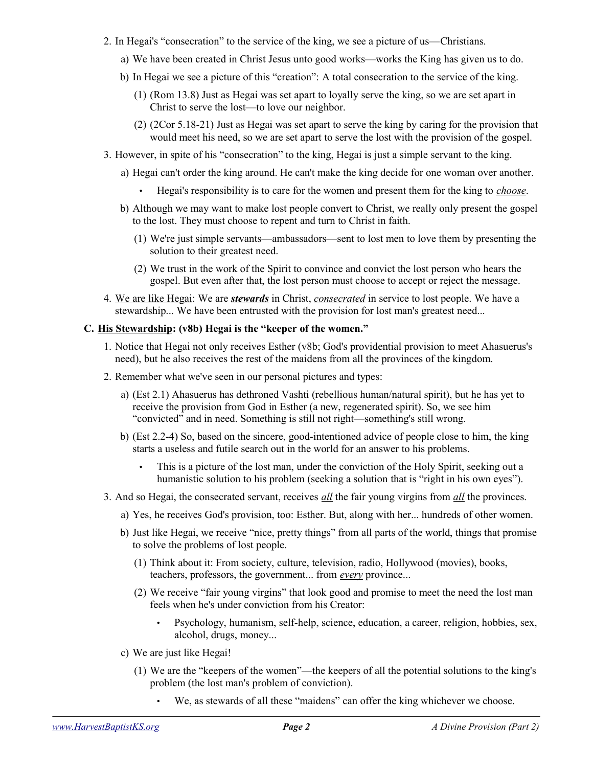2. In Hegai's "consecration" to the service of the king, we see a picture of us—Christians.
   a) We have been created in Christ Jesus unto good works—works the King has given us to do.
   b) In Hegai we see a picture of this "creation": A total consecration to the service of the king.
      (1) (Rom 13.8) Just as Hegai was set apart to loyally serve the king, so we are set apart in Christ to serve the lost—to love our neighbor.
      (2) (2Cor 5.18-21) Just as Hegai was set apart to serve the king by caring for the provision that would meet his need, so we are set apart to serve the lost with the provision of the gospel.
3. However, in spite of his "consecration" to the king, Hegai is just a simple servant to the king.
   a) Hegai can't order the king around. He can't make the king decide for one woman over another.
      - Hegai's responsibility is to care for the women and present them for the king to <u>*choose*</u>.
   b) Although we may want to make lost people convert to Christ, we really only present the gospel to the lost. They must choose to repent and turn to Christ in faith.
      (1) We're just simple servants—ambassadors—sent to lost men to love them by presenting the solution to their greatest need.
      (2) We trust in the work of the Spirit to convince and convict the lost person who hears the gospel. But even after that, the lost person must choose to accept or reject the message.
4. <u>We are like Hegai</u>: We are <u>***stewards***</u> in Christ, <u>*consecrated*</u> in service to lost people. We have a stewardship... We have been entrusted with the provision for lost man's greatest need...

### C. <u>His Stewardship</u>: (v8b) Hegai is the "keeper of the women."

1. Notice that Hegai not only receives Esther (v8b; God's providential provision to meet Ahasuerus's need), but he also receives the rest of the maidens from all the provinces of the kingdom.
2. Remember what we've seen in our personal pictures and types:
   a) (Est 2.1) Ahasuerus has dethroned Vashti (rebellious human/natural spirit), but he has yet to receive the provision from God in Esther (a new, regenerated spirit). So, we see him "convicted" and in need. Something is still not right—something's still wrong.
   b) (Est 2.2-4) So, based on the sincere, good-intentioned advice of people close to him, the king starts a useless and futile search out in the world for an answer to his problems.
      - This is a picture of the lost man, under the conviction of the Holy Spirit, seeking out a humanistic solution to his problem (seeking a solution that is "right in his own eyes").
3. And so Hegai, the consecrated servant, receives <u>*all*</u> the fair young virgins from <u>*all*</u> the provinces.
   a) Yes, he receives God's provision, too: Esther. But, along with her... hundreds of other women.
   b) Just like Hegai, we receive "nice, pretty things" from all parts of the world, things that promise to solve the problems of lost people.
      (1) Think about it: From society, culture, television, radio, Hollywood (movies), books, teachers, professors, the government... from <u>*every*</u> province...
      (2) We receive "fair young virgins" that look good and promise to meet the need the lost man feels when he's under conviction from his Creator:
         - Psychology, humanism, self-help, science, education, a career, religion, hobbies, sex, alcohol, drugs, money...
   c) We are just like Hegai!
      (1) We are the "keepers of the women"—the keepers of all the potential solutions to the king's problem (the lost man's problem of conviction).
         - We, as stewards of all these "maidens" can offer the king whichever we choose.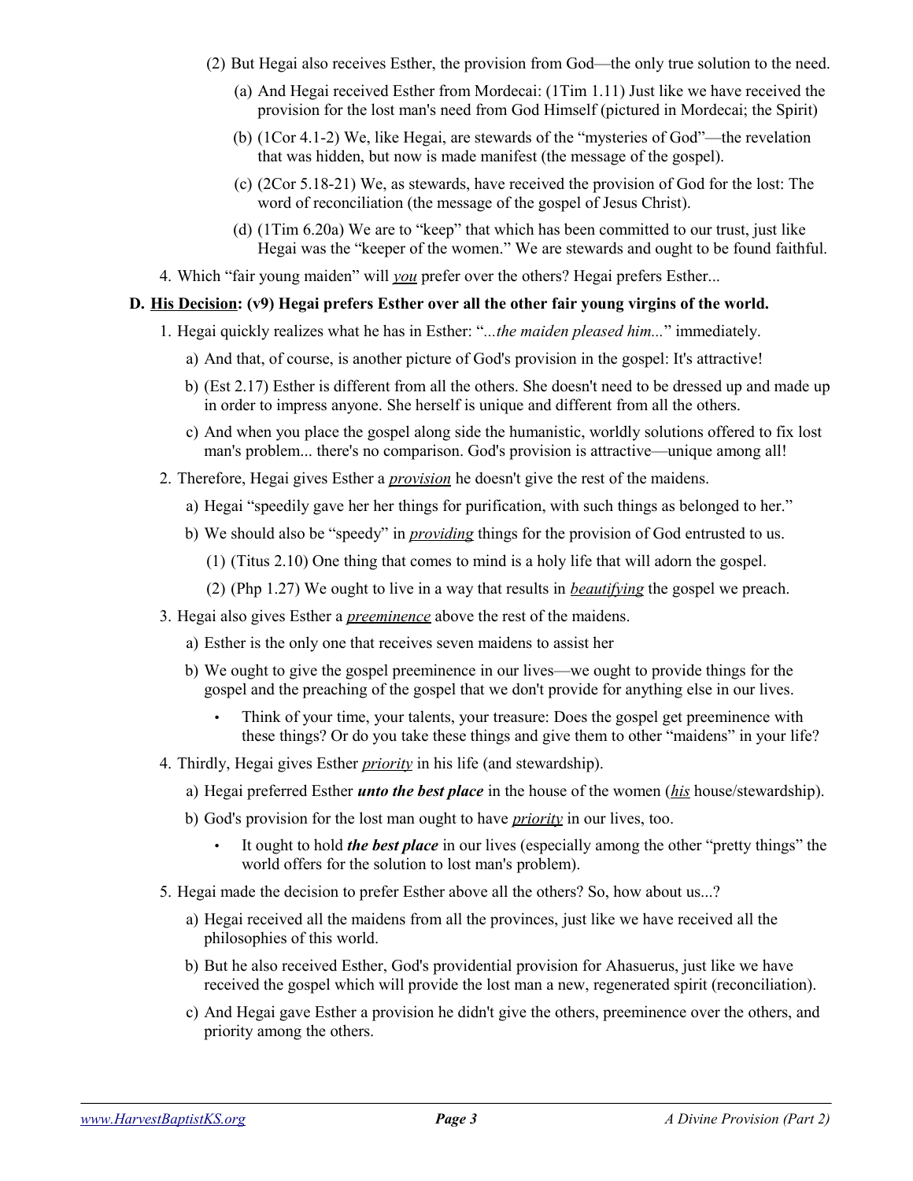(2) But Hegai also receives Esther, the provision from God—the only true solution to the need.

(a) And Hegai received Esther from Mordecai: (1Tim 1.11) Just like we have received the provision for the lost man's need from God Himself (pictured in Mordecai; the Spirit)

(b) (1Cor 4.1-2) We, like Hegai, are stewards of the "mysteries of God"—the revelation that was hidden, but now is made manifest (the message of the gospel).

(c) (2Cor 5.18-21) We, as stewards, have received the provision of God for the lost: The word of reconciliation (the message of the gospel of Jesus Christ).

(d) (1Tim 6.20a) We are to "keep" that which has been committed to our trust, just like Hegai was the "keeper of the women." We are stewards and ought to be found faithful.

4. Which "fair young maiden" will ***you*** prefer over the others? Hegai prefers Esther...

**D. <u>His Decision</u>: (v9) Hegai prefers Esther over all the other fair young virgins of the world.**

1. Hegai quickly realizes what he has in Esther: "*...the maiden pleased him...*" immediately.

   a) And that, of course, is another picture of God's provision in the gospel: It's attractive!

   b) (Est 2.17) Esther is different from all the others. She doesn't need to be dressed up and made up in order to impress anyone. She herself is unique and different from all the others.

   c) And when you place the gospel along side the humanistic, worldly solutions offered to fix lost man's problem... there's no comparison. God's provision is attractive—unique among all!

2. Therefore, Hegai gives Esther a ***provision*** he doesn't give the rest of the maidens.

   a) Hegai "speedily gave her her things for purification, with such things as belonged to her."

   b) We should also be "speedy" in ***providing*** things for the provision of God entrusted to us.

      (1) (Titus 2.10) One thing that comes to mind is a holy life that will adorn the gospel.

      (2) (Php 1.27) We ought to live in a way that results in ***beautifying*** the gospel we preach.

3. Hegai also gives Esther a ***preeminence*** above the rest of the maidens.

   a) Esther is the only one that receives seven maidens to assist her

   b) We ought to give the gospel preeminence in our lives—we ought to provide things for the gospel and the preaching of the gospel that we don't provide for anything else in our lives.

      - Think of your time, your talents, your treasure: Does the gospel get preeminence with these things? Or do you take these things and give them to other "maidens" in your life?

4. Thirdly, Hegai gives Esther ***priority*** in his life (and stewardship).

   a) Hegai preferred Esther ***unto the best place*** in the house of the women (***his*** house/stewardship).

   b) God's provision for the lost man ought to have ***priority*** in our lives, too.

      - It ought to hold ***the best place*** in our lives (especially among the other "pretty things" the world offers for the solution to lost man's problem).

5. Hegai made the decision to prefer Esther above all the others? So, how about us...?

   a) Hegai received all the maidens from all the provinces, just like we have received all the philosophies of this world.

   b) But he also received Esther, God's providential provision for Ahasuerus, just like we have received the gospel which will provide the lost man a new, regenerated spirit (reconciliation).

   c) And Hegai gave Esther a provision he didn't give the others, preeminence over the others, and priority among the others.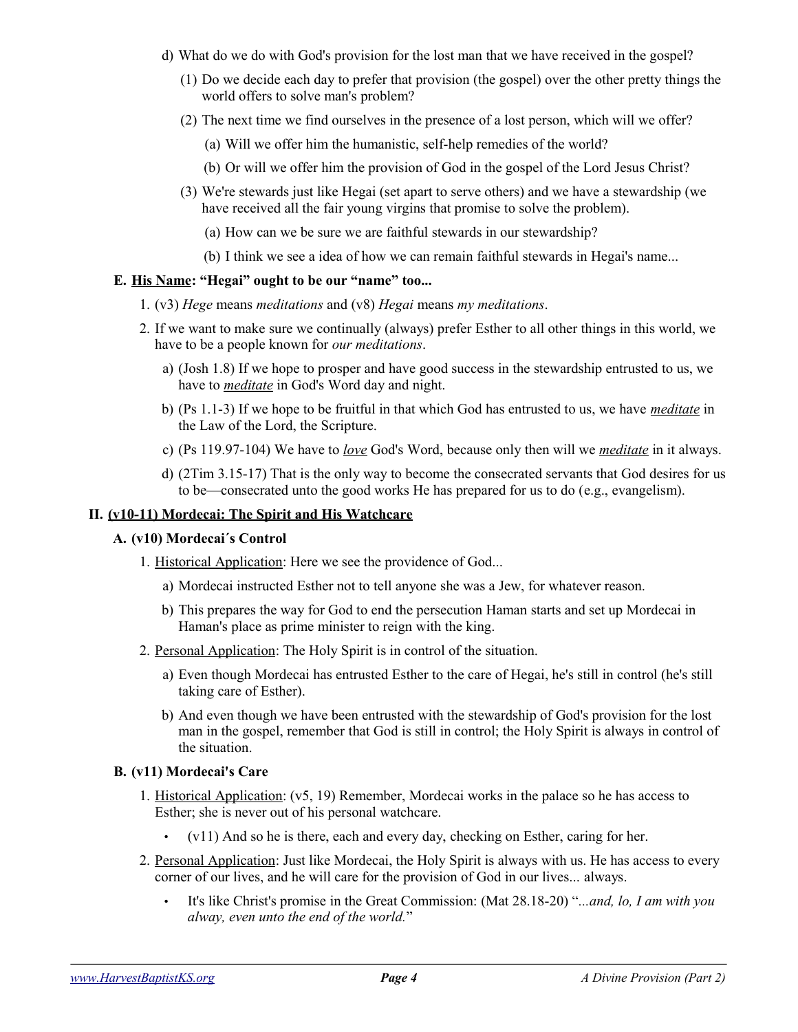d) What do we do with God's provision for the lost man that we have received in the gospel?

(1) Do we decide each day to prefer that provision (the gospel) over the other pretty things the world offers to solve man's problem?

(2) The next time we find ourselves in the presence of a lost person, which will we offer?

(a) Will we offer him the humanistic, self-help remedies of the world?

(b) Or will we offer him the provision of God in the gospel of the Lord Jesus Christ?

(3) We're stewards just like Hegai (set apart to serve others) and we have a stewardship (we have received all the fair young virgins that promise to solve the problem).

(a) How can we be sure we are faithful stewards in our stewardship?

(b) I think we see a idea of how we can remain faithful stewards in Hegai's name...

### E. <u>His Name</u>: "Hegai" ought to be our "name" too...

1. (v3) *Hege* means *meditations* and (v8) *Hegai* means *my meditations*.

2. If we want to make sure we continually (always) prefer Esther to all other things in this world, we have to be a people known for *our meditations*.

a) (Josh 1.8) If we hope to prosper and have good success in the stewardship entrusted to us, we have to ***<u>meditate</u>*** in God's Word day and night.

b) (Ps 1.1-3) If we hope to be fruitful in that which God has entrusted to us, we have ***<u>meditate</u>*** in the Law of the Lord, the Scripture.

c) (Ps 119.97-104) We have to ***<u>love</u>*** God's Word, because only then will we ***<u>meditate</u>*** in it always.

d) (2Tim 3.15-17) That is the only way to become the consecrated servants that God desires for us to be—consecrated unto the good works He has prepared for us to do (e.g., evangelism).

## II. <u>(v10-11) Mordecai: The Spirit and His Watchcare</u>

### A. (v10) Mordecai´s Control

1. <u>Historical Application</u>: Here we see the providence of God...

a) Mordecai instructed Esther not to tell anyone she was a Jew, for whatever reason.

b) This prepares the way for God to end the persecution Haman starts and set up Mordecai in Haman's place as prime minister to reign with the king.

2. <u>Personal Application</u>: The Holy Spirit is in control of the situation.

a) Even though Mordecai has entrusted Esther to the care of Hegai, he's still in control (he's still taking care of Esther).

b) And even though we have been entrusted with the stewardship of God's provision for the lost man in the gospel, remember that God is still in control; the Holy Spirit is always in control of the situation.

### B. (v11) Mordecai's Care

1. <u>Historical Application</u>: (v5, 19) Remember, Mordecai works in the palace so he has access to Esther; she is never out of his personal watchcare.

   - (v11) And so he is there, each and every day, checking on Esther, caring for her.

2. <u>Personal Application</u>: Just like Mordecai, the Holy Spirit is always with us. He has access to every corner of our lives, and he will care for the provision of God in our lives... always.

   - It's like Christ's promise in the Great Commission: (Mat 28.18-20) "*...and, lo, I am with you alway, even unto the end of the world.*"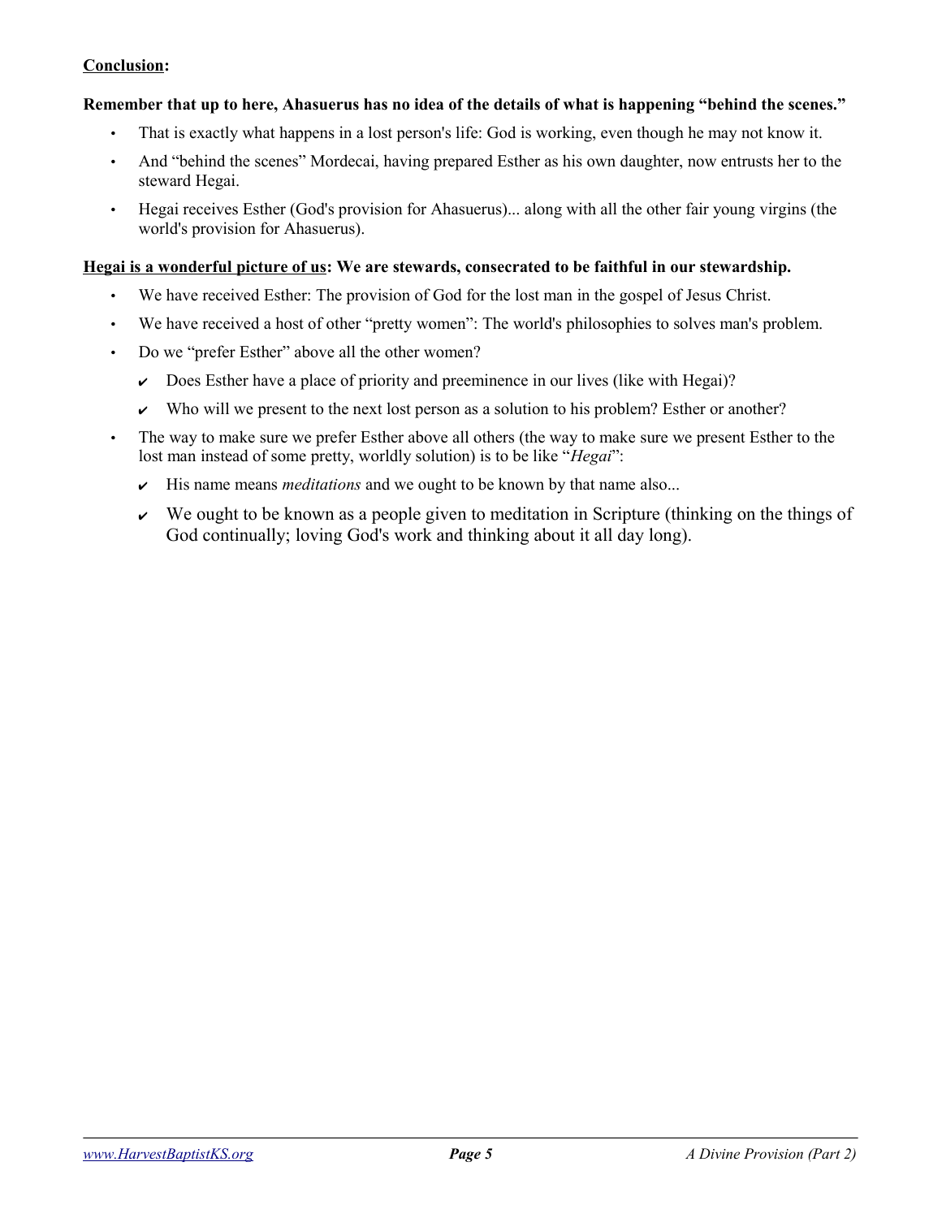**<u>Conclusion</u>:**

**Remember that up to here, Ahasuerus has no idea of the details of what is happening "behind the scenes."**

- That is exactly what happens in a lost person's life: God is working, even though he may not know it.
- And "behind the scenes" Mordecai, having prepared Esther as his own daughter, now entrusts her to the steward Hegai.
- Hegai receives Esther (God's provision for Ahasuerus)... along with all the other fair young virgins (the world's provision for Ahasuerus).

**<u>Hegai is a wonderful picture of us</u>: We are stewards, consecrated to be faithful in our stewardship.**

- We have received Esther: The provision of God for the lost man in the gospel of Jesus Christ.
- We have received a host of other "pretty women": The world's philosophies to solves man's problem.
- Do we "prefer Esther" above all the other women?
    - ✔ Does Esther have a place of priority and preeminence in our lives (like with Hegai)?
    - ✔ Who will we present to the next lost person as a solution to his problem? Esther or another?
- The way to make sure we prefer Esther above all others (the way to make sure we present Esther to the lost man instead of some pretty, worldly solution) is to be like "*Hegai*":
    - ✔ His name means *meditations* and we ought to be known by that name also...
    - ✔ We ought to be known as a people given to meditation in Scripture (thinking on the things of God continually; loving God's work and thinking about it all day long).